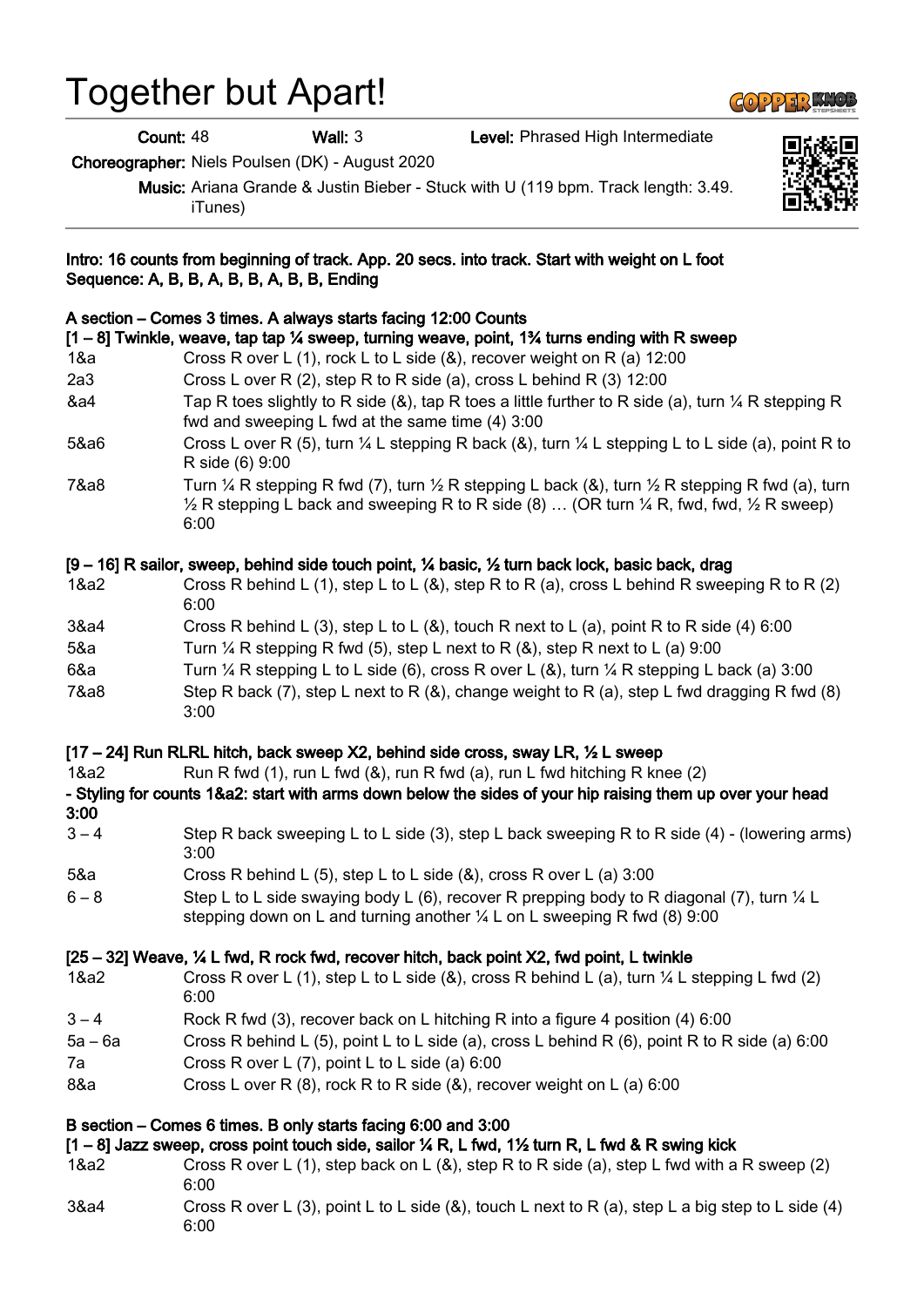# Together but Apart!

**Count:** 48 **Wall:** 3 **Level:** Phrased High Intermediate

**Choreographer:** Niels Poulsen (DK) - August 2020

**Music:** Ariana Grande & Justin Bieber - Stuck with U (119 bpm. Track length: 3.49. iTunes)

**Intro: 16 counts from beginning of track. App. 20 secs. into track. Start with weight on L foot**
**Sequence: A, B, B, A, B, B, A, B, B, Ending**

**A section – Comes 3 times. A always starts facing 12:00 Counts**

**[1 – 8] Twinkle, weave, tap tap ¼ sweep, turning weave, point, 1¾ turns ending with R sweep**

| | |
|---|---|
| 1&a | Cross R over L (1), rock L to L side (&), recover weight on R (a) 12:00 |
| 2a3 | Cross L over R (2), step R to R side (a), cross L behind R (3) 12:00 |
| &a4 | Tap R toes slightly to R side (&), tap R toes a little further to R side (a), turn ¼ R stepping R fwd and sweeping L fwd at the same time (4) 3:00 |
| 5&a6 | Cross L over R (5), turn ¼ L stepping R back (&), turn ¼ L stepping L to L side (a), point R to R side (6) 9:00 |
| 7&a8 | Turn ¼ R stepping R fwd (7), turn ½ R stepping L back (&), turn ½ R stepping R fwd (a), turn ½ R stepping L back and sweeping R to R side (8) … (OR turn ¼ R, fwd, fwd, ½ R sweep) 6:00 |

**[9 – 16] R sailor, sweep, behind side touch point, ¼ basic, ½ turn back lock, basic back, drag**

| | |
|---|---|
| 1&a2 | Cross R behind L (1), step L to L (&), step R to R (a), cross L behind R sweeping R to R (2) 6:00 |
| 3&a4 | Cross R behind L (3), step L to L (&), touch R next to L (a), point R to R side (4) 6:00 |
| 5&a | Turn ¼ R stepping R fwd (5), step L next to R (&), step R next to L (a) 9:00 |
| 6&a | Turn ¼ R stepping L to L side (6), cross R over L (&), turn ¼ R stepping L back (a) 3:00 |
| 7&a8 | Step R back (7), step L next to R (&), change weight to R (a), step L fwd dragging R fwd (8) 3:00 |

**[17 – 24] Run RLRL hitch, back sweep X2, behind side cross, sway LR, ½ L sweep**

| | |
|---|---|
| 1&a2 | Run R fwd (1), run L fwd (&), run R fwd (a), run L fwd hitching R knee (2) |

**- Styling for counts 1&a2: start with arms down below the sides of your hip raising them up over your head 3:00**

| | |
|---|---|
| 3 – 4 | Step R back sweeping L to L side (3), step L back sweeping R to R side (4) - (lowering arms) 3:00 |
| 5&a | Cross R behind L (5), step L to L side (&), cross R over L (a) 3:00 |
| 6 – 8 | Step L to L side swaying body L (6), recover R prepping body to R diagonal (7), turn ¼ L stepping down on L and turning another ¼ L on L sweeping R fwd (8) 9:00 |

**[25 – 32] Weave, ¼ L fwd, R rock fwd, recover hitch, back point X2, fwd point, L twinkle**

| | |
|---|---|
| 1&a2 | Cross R over L (1), step L to L side (&), cross R behind L (a), turn ¼ L stepping L fwd (2) 6:00 |
| 3 – 4 | Rock R fwd (3), recover back on L hitching R into a figure 4 position (4) 6:00 |
| 5a – 6a | Cross R behind L (5), point L to L side (a), cross L behind R (6), point R to R side (a) 6:00 |
| 7a | Cross R over L (7), point L to L side (a) 6:00 |
| 8&a | Cross L over R (8), rock R to R side (&), recover weight on L (a) 6:00 |

**B section – Comes 6 times. B only starts facing 6:00 and 3:00**

**[1 – 8] Jazz sweep, cross point touch side, sailor ¼ R, L fwd, 1½ turn R, L fwd & R swing kick**

| | |
|---|---|
| 1&a2 | Cross R over L (1), step back on L (&), step R to R side (a), step L fwd with a R sweep (2) 6:00 |
| 3&a4 | Cross R over L (3), point L to L side (&), touch L next to R (a), step L a big step to L side (4) 6:00 |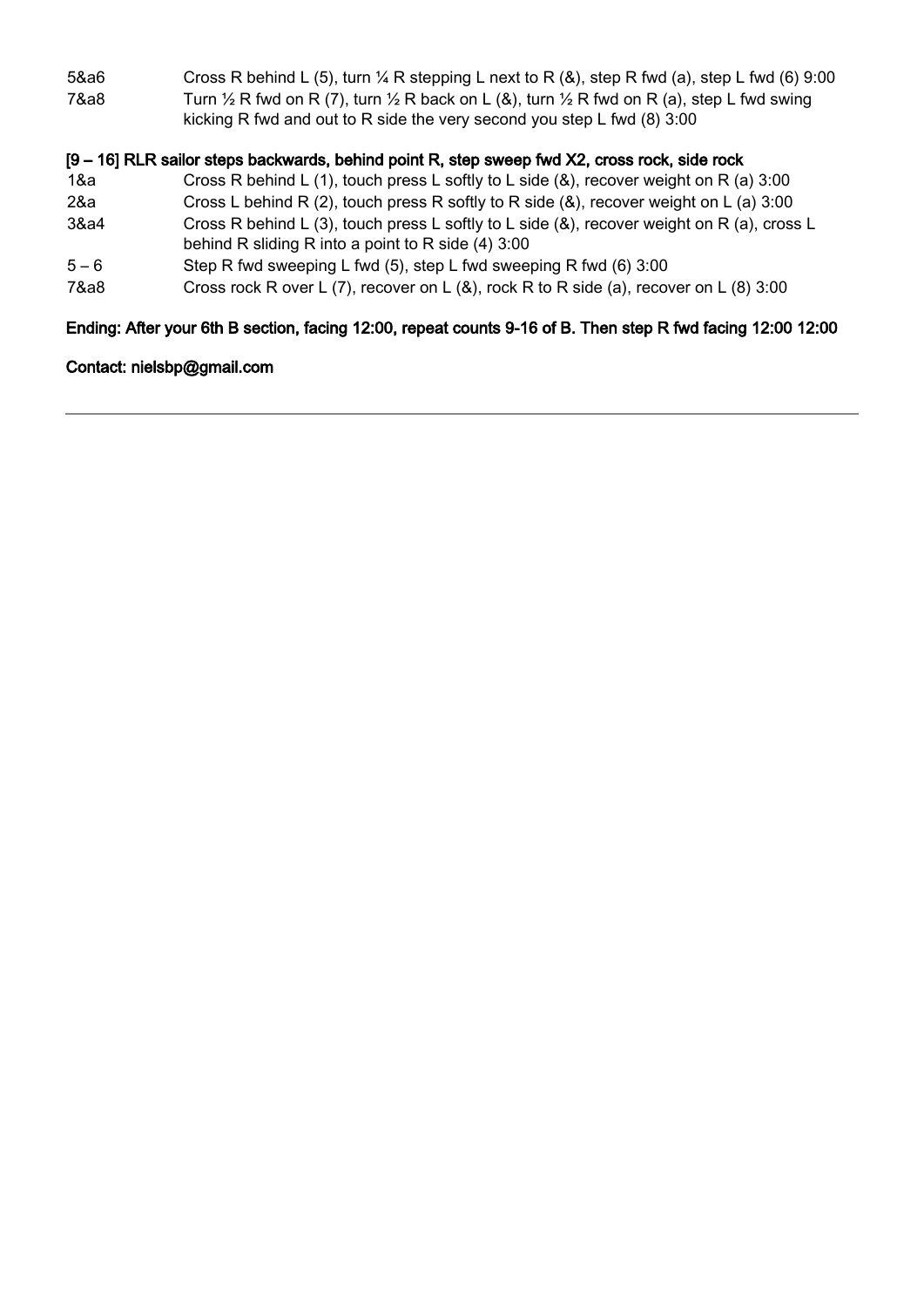| | |
|---|---|
| 5&a6 | Cross R behind L (5), turn ¼ R stepping L next to R (&), step R fwd (a), step L fwd (6) 9:00 |
| 7&a8 | Turn ½ R fwd on R (7), turn ½ R back on L (&), turn ½ R fwd on R (a), step L fwd swing kicking R fwd and out to R side the very second you step L fwd (8) 3:00 |

**[9 – 16] RLR sailor steps backwards, behind point R, step sweep fwd X2, cross rock, side rock**

| | |
|---|---|
| 1&a | Cross R behind L (1), touch press L softly to L side (&), recover weight on R (a) 3:00 |
| 2&a | Cross L behind R (2), touch press R softly to R side (&), recover weight on L (a) 3:00 |
| 3&a4 | Cross R behind L (3), touch press L softly to L side (&), recover weight on R (a), cross L behind R sliding R into a point to R side (4) 3:00 |
| 5 – 6 | Step R fwd sweeping L fwd (5), step L fwd sweeping R fwd (6) 3:00 |
| 7&a8 | Cross rock R over L (7), recover on L (&), rock R to R side (a), recover on L (8) 3:00 |

**Ending: After your 6th B section, facing 12:00, repeat counts 9-16 of B. Then step R fwd facing 12:00 12:00**

**Contact: nielsbp@gmail.com**